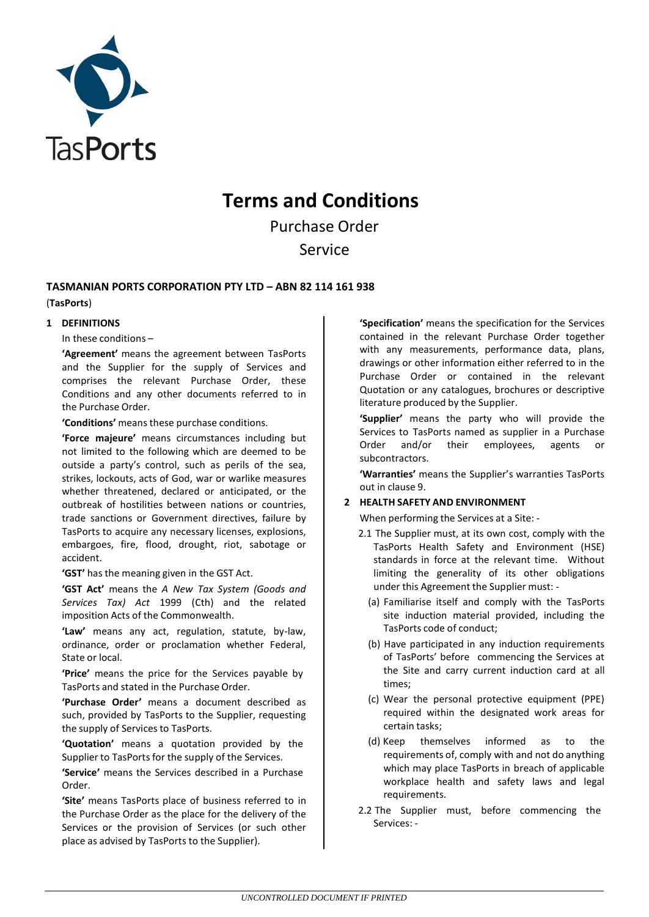# Terms and Conditions

Purchase Order

Service

**TASMANIAN PORTS CORPORATION PTY LTD – ABN 82 114 161 938**

(**TasPorts**)

## 1 DEFINITIONS

In these conditions –

**'Agreement'** means the agreement between TasPorts and the Supplier for the supply of Services and comprises the relevant Purchase Order, these Conditions and any other documents referred to in the Purchase Order.

**'Conditions'** means these purchase conditions.

**'Force majeure'** means circumstances including but not limited to the following which are deemed to be outside a party's control, such as perils of the sea, strikes, lockouts, acts of God, war or warlike measures whether threatened, declared or anticipated, or the outbreak of hostilities between nations or countries, trade sanctions or Government directives, failure by TasPorts to acquire any necessary licenses, explosions, embargoes, fire, flood, drought, riot, sabotage or accident.

**'GST'** has the meaning given in the GST Act.

**'GST Act'** means the *A New Tax System (Goods and Services Tax) Act* 1999 (Cth) and the related imposition Acts of the Commonwealth.

**'Law'** means any act, regulation, statute, by-law, ordinance, order or proclamation whether Federal, State or local.

**'Price'** means the price for the Services payable by TasPorts and stated in the Purchase Order.

**'Purchase Order'** means a document described as such, provided by TasPorts to the Supplier, requesting the supply of Services to TasPorts.

**'Quotation'** means a quotation provided by the Supplier to TasPorts for the supply of the Services.

**'Service'** means the Services described in a Purchase Order.

**'Site'** means TasPorts place of business referred to in the Purchase Order as the place for the delivery of the Services or the provision of Services (or such other place as advised by TasPorts to the Supplier).

**'Specification'** means the specification for the Services contained in the relevant Purchase Order together with any measurements, performance data, plans, drawings or other information either referred to in the Purchase Order or contained in the relevant Quotation or any catalogues, brochures or descriptive literature produced by the Supplier.

**'Supplier'** means the party who will provide the Services to TasPorts named as supplier in a Purchase Order and/or their employees, agents or subcontractors.

**'Warranties'** means the Supplier's warranties TasPorts out in clause 9.

## 2 HEALTH SAFETY AND ENVIRONMENT

When performing the Services at a Site: -

2.1 The Supplier must, at its own cost, comply with the TasPorts Health Safety and Environment (HSE) standards in force at the relevant time. Without limiting the generality of its other obligations under this Agreement the Supplier must: -

(a) Familiarise itself and comply with the TasPorts site induction material provided, including the TasPorts code of conduct;

(b) Have participated in any induction requirements of TasPorts' before commencing the Services at the Site and carry current induction card at all times;

(c) Wear the personal protective equipment (PPE) required within the designated work areas for certain tasks;

(d) Keep themselves informed as to the requirements of, comply with and not do anything which may place TasPorts in breach of applicable workplace health and safety laws and legal requirements.

2.2 The Supplier must, before commencing the Services: -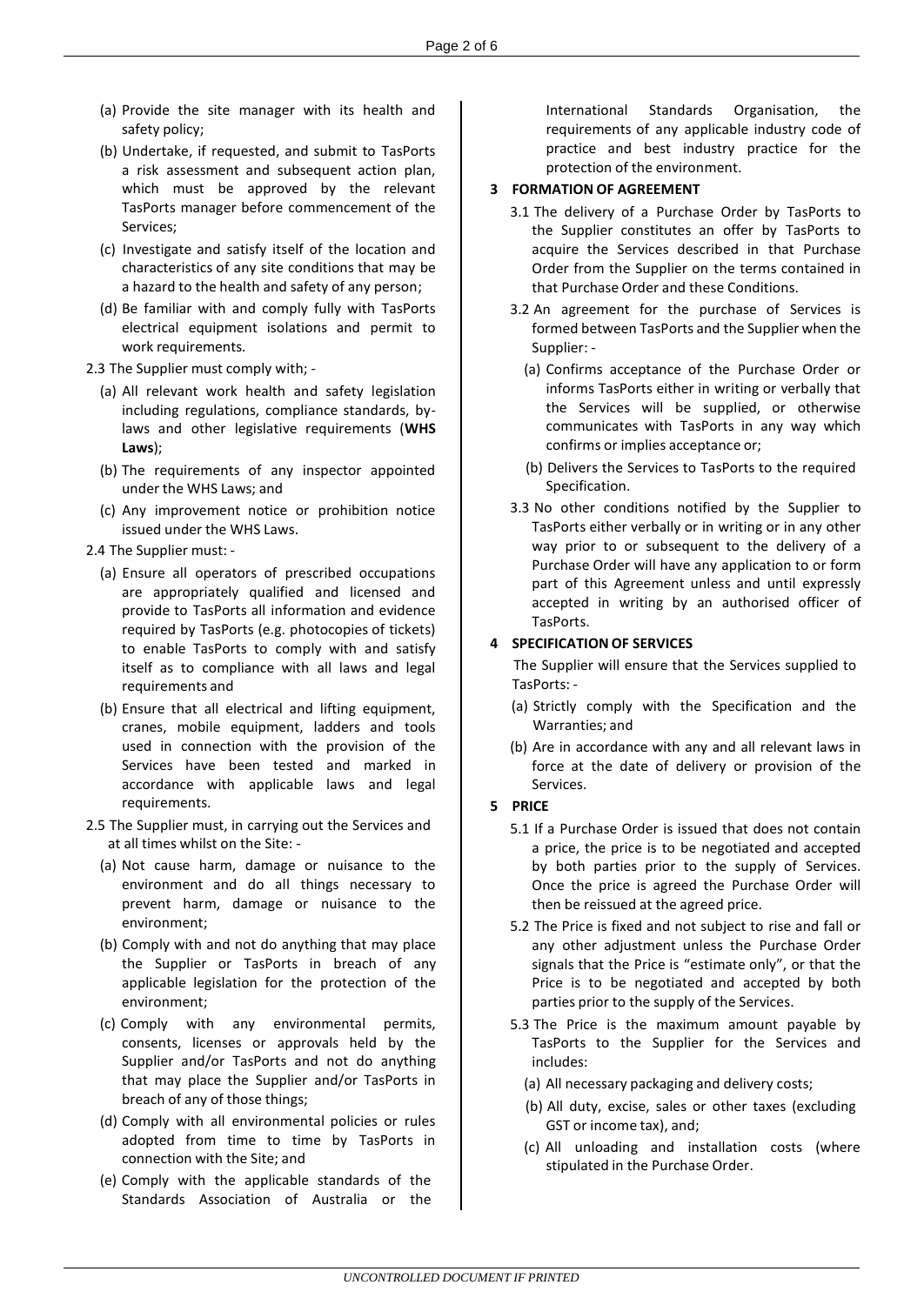(a) Provide the site manager with its health and safety policy;

(b) Undertake, if requested, and submit to TasPorts a risk assessment and subsequent action plan, which must be approved by the relevant TasPorts manager before commencement of the Services;

(c) Investigate and satisfy itself of the location and characteristics of any site conditions that may be a hazard to the health and safety of any person;

(d) Be familiar with and comply fully with TasPorts electrical equipment isolations and permit to work requirements.

2.3 The Supplier must comply with; -

(a) All relevant work health and safety legislation including regulations, compliance standards, by-laws and other legislative requirements (**WHS Laws**);

(b) The requirements of any inspector appointed under the WHS Laws; and

(c) Any improvement notice or prohibition notice issued under the WHS Laws.

2.4 The Supplier must: -

(a) Ensure all operators of prescribed occupations are appropriately qualified and licensed and provide to TasPorts all information and evidence required by TasPorts (e.g. photocopies of tickets) to enable TasPorts to comply with and satisfy itself as to compliance with all laws and legal requirements and

(b) Ensure that all electrical and lifting equipment, cranes, mobile equipment, ladders and tools used in connection with the provision of the Services have been tested and marked in accordance with applicable laws and legal requirements.

2.5 The Supplier must, in carrying out the Services and at all times whilst on the Site: -

(a) Not cause harm, damage or nuisance to the environment and do all things necessary to prevent harm, damage or nuisance to the environment;

(b) Comply with and not do anything that may place the Supplier or TasPorts in breach of any applicable legislation for the protection of the environment;

(c) Comply with any environmental permits, consents, licenses or approvals held by the Supplier and/or TasPorts and not do anything that may place the Supplier and/or TasPorts in breach of any of those things;

(d) Comply with all environmental policies or rules adopted from time to time by TasPorts in connection with the Site; and

(e) Comply with the applicable standards of the Standards Association of Australia or the International Standards Organisation, the requirements of any applicable industry code of practice and best industry practice for the protection of the environment.

## 3 FORMATION OF AGREEMENT

3.1 The delivery of a Purchase Order by TasPorts to the Supplier constitutes an offer by TasPorts to acquire the Services described in that Purchase Order from the Supplier on the terms contained in that Purchase Order and these Conditions.

3.2 An agreement for the purchase of Services is formed between TasPorts and the Supplier when the Supplier: -

(a) Confirms acceptance of the Purchase Order or informs TasPorts either in writing or verbally that the Services will be supplied, or otherwise communicates with TasPorts in any way which confirms or implies acceptance or;

(b) Delivers the Services to TasPorts to the required Specification.

3.3 No other conditions notified by the Supplier to TasPorts either verbally or in writing or in any other way prior to or subsequent to the delivery of a Purchase Order will have any application to or form part of this Agreement unless and until expressly accepted in writing by an authorised officer of TasPorts.

## 4 SPECIFICATION OF SERVICES

The Supplier will ensure that the Services supplied to TasPorts: -

(a) Strictly comply with the Specification and the Warranties; and

(b) Are in accordance with any and all relevant laws in force at the date of delivery or provision of the Services.

## 5 PRICE

5.1 If a Purchase Order is issued that does not contain a price, the price is to be negotiated and accepted by both parties prior to the supply of Services. Once the price is agreed the Purchase Order will then be reissued at the agreed price.

5.2 The Price is fixed and not subject to rise and fall or any other adjustment unless the Purchase Order signals that the Price is "estimate only", or that the Price is to be negotiated and accepted by both parties prior to the supply of the Services.

5.3 The Price is the maximum amount payable by TasPorts to the Supplier for the Services and includes:

(a) All necessary packaging and delivery costs;

(b) All duty, excise, sales or other taxes (excluding GST or income tax), and;

(c) All unloading and installation costs (where stipulated in the Purchase Order.

*UNCONTROLLED DOCUMENT IF PRINTED*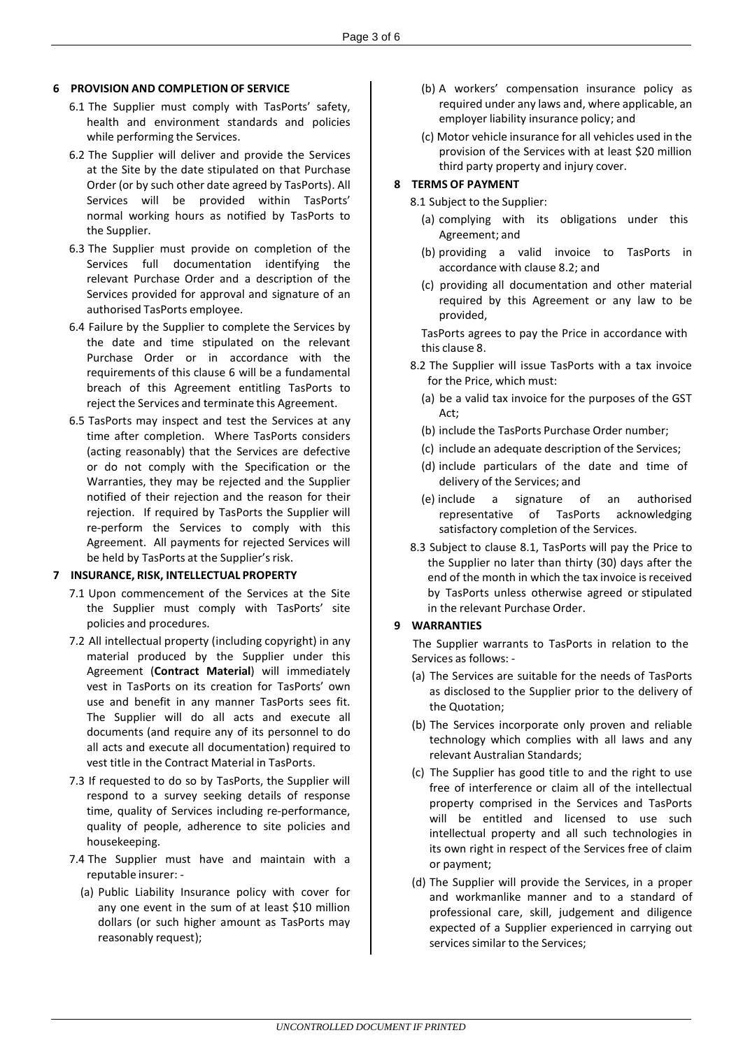## 6 PROVISION AND COMPLETION OF SERVICE

6.1 The Supplier must comply with TasPorts' safety, health and environment standards and policies while performing the Services.

6.2 The Supplier will deliver and provide the Services at the Site by the date stipulated on that Purchase Order (or by such other date agreed by TasPorts). All Services will be provided within TasPorts' normal working hours as notified by TasPorts to the Supplier.

6.3 The Supplier must provide on completion of the Services full documentation identifying the relevant Purchase Order and a description of the Services provided for approval and signature of an authorised TasPorts employee.

6.4 Failure by the Supplier to complete the Services by the date and time stipulated on the relevant Purchase Order or in accordance with the requirements of this clause 6 will be a fundamental breach of this Agreement entitling TasPorts to reject the Services and terminate this Agreement.

6.5 TasPorts may inspect and test the Services at any time after completion. Where TasPorts considers (acting reasonably) that the Services are defective or do not comply with the Specification or the Warranties, they may be rejected and the Supplier notified of their rejection and the reason for their rejection. If required by TasPorts the Supplier will re-perform the Services to comply with this Agreement. All payments for rejected Services will be held by TasPorts at the Supplier's risk.

## 7 INSURANCE, RISK, INTELLECTUAL PROPERTY

7.1 Upon commencement of the Services at the Site the Supplier must comply with TasPorts' site policies and procedures.

7.2 All intellectual property (including copyright) in any material produced by the Supplier under this Agreement (**Contract Material**) will immediately vest in TasPorts on its creation for TasPorts' own use and benefit in any manner TasPorts sees fit. The Supplier will do all acts and execute all documents (and require any of its personnel to do all acts and execute all documentation) required to vest title in the Contract Material in TasPorts.

7.3 If requested to do so by TasPorts, the Supplier will respond to a survey seeking details of response time, quality of Services including re-performance, quality of people, adherence to site policies and housekeeping.

7.4 The Supplier must have and maintain with a reputable insurer: -

(a) Public Liability Insurance policy with cover for any one event in the sum of at least $10 million dollars (or such higher amount as TasPorts may reasonably request);

(b) A workers' compensation insurance policy as required under any laws and, where applicable, an employer liability insurance policy; and

(c) Motor vehicle insurance for all vehicles used in the provision of the Services with at least $20 million third party property and injury cover.

## 8 TERMS OF PAYMENT

8.1 Subject to the Supplier:

(a) complying with its obligations under this Agreement; and

(b) providing a valid invoice to TasPorts in accordance with clause 8.2; and

(c) providing all documentation and other material required by this Agreement or any law to be provided,

TasPorts agrees to pay the Price in accordance with this clause 8.

8.2 The Supplier will issue TasPorts with a tax invoice for the Price, which must:

(a) be a valid tax invoice for the purposes of the GST Act;

(b) include the TasPorts Purchase Order number;

(c) include an adequate description of the Services;

(d) include particulars of the date and time of delivery of the Services; and

(e) include a signature of an authorised representative of TasPorts acknowledging satisfactory completion of the Services.

8.3 Subject to clause 8.1, TasPorts will pay the Price to the Supplier no later than thirty (30) days after the end of the month in which the tax invoice is received by TasPorts unless otherwise agreed or stipulated in the relevant Purchase Order.

## 9 WARRANTIES

The Supplier warrants to TasPorts in relation to the Services as follows: -

(a) The Services are suitable for the needs of TasPorts as disclosed to the Supplier prior to the delivery of the Quotation;

(b) The Services incorporate only proven and reliable technology which complies with all laws and any relevant Australian Standards;

(c) The Supplier has good title to and the right to use free of interference or claim all of the intellectual property comprised in the Services and TasPorts will be entitled and licensed to use such intellectual property and all such technologies in its own right in respect of the Services free of claim or payment;

(d) The Supplier will provide the Services, in a proper and workmanlike manner and to a standard of professional care, skill, judgement and diligence expected of a Supplier experienced in carrying out services similar to the Services;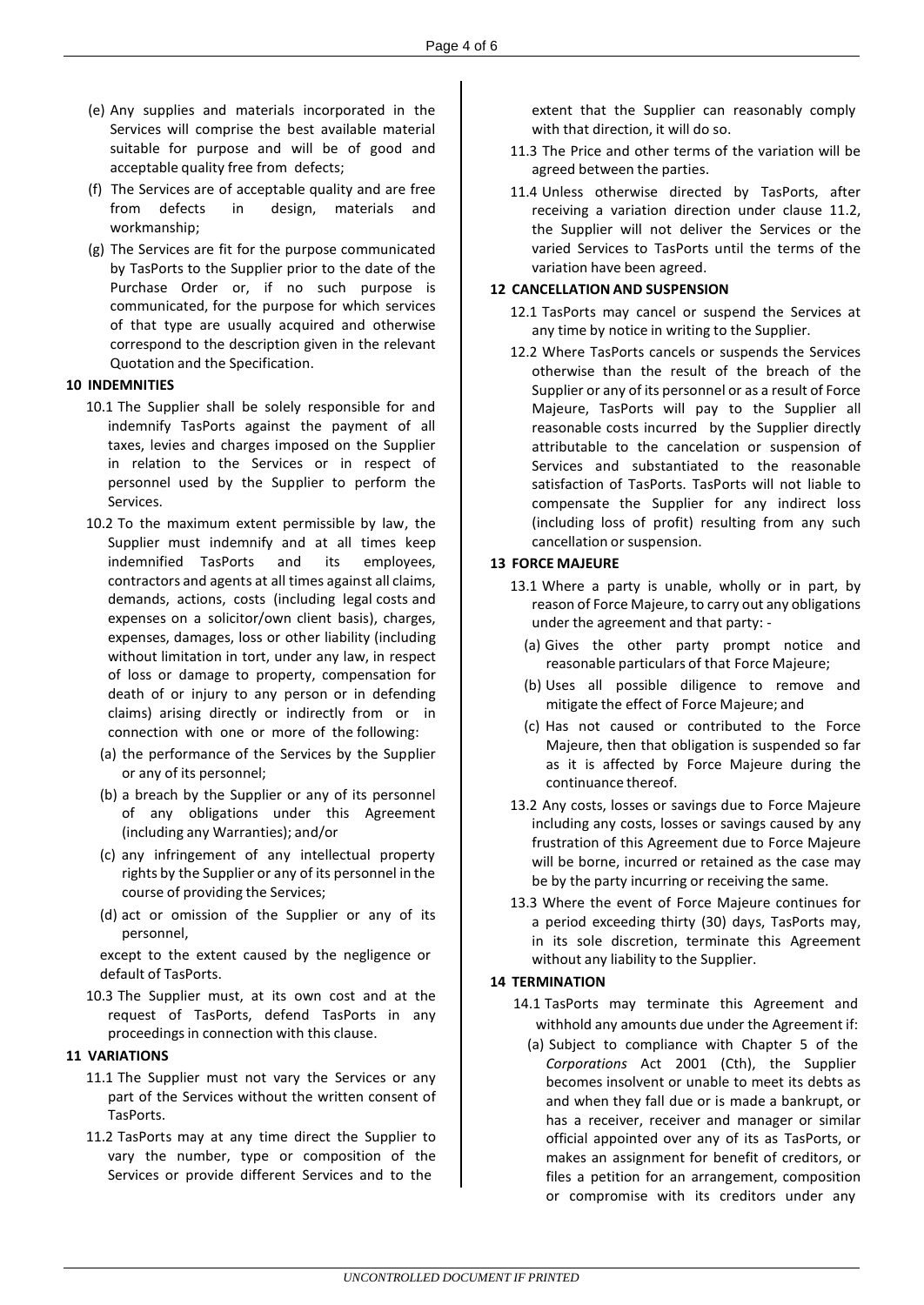(e) Any supplies and materials incorporated in the Services will comprise the best available material suitable for purpose and will be of good and acceptable quality free from defects;

(f) The Services are of acceptable quality and are free from defects in design, materials and workmanship;

(g) The Services are fit for the purpose communicated by TasPorts to the Supplier prior to the date of the Purchase Order or, if no such purpose is communicated, for the purpose for which services of that type are usually acquired and otherwise correspond to the description given in the relevant Quotation and the Specification.

**10 INDEMNITIES**

10.1 The Supplier shall be solely responsible for and indemnify TasPorts against the payment of all taxes, levies and charges imposed on the Supplier in relation to the Services or in respect of personnel used by the Supplier to perform the Services.

10.2 To the maximum extent permissible by law, the Supplier must indemnify and at all times keep indemnified TasPorts and its employees, contractors and agents at all times against all claims, demands, actions, costs (including legal costs and expenses on a solicitor/own client basis), charges, expenses, damages, loss or other liability (including without limitation in tort, under any law, in respect of loss or damage to property, compensation for death of or injury to any person or in defending claims) arising directly or indirectly from or in connection with one or more of the following:

(a) the performance of the Services by the Supplier or any of its personnel;

(b) a breach by the Supplier or any of its personnel of any obligations under this Agreement (including any Warranties); and/or

(c) any infringement of any intellectual property rights by the Supplier or any of its personnel in the course of providing the Services;

(d) act or omission of the Supplier or any of its personnel,

except to the extent caused by the negligence or default of TasPorts.

10.3 The Supplier must, at its own cost and at the request of TasPorts, defend TasPorts in any proceedings in connection with this clause.

**11 VARIATIONS**

11.1 The Supplier must not vary the Services or any part of the Services without the written consent of TasPorts.

11.2 TasPorts may at any time direct the Supplier to vary the number, type or composition of the Services or provide different Services and to the extent that the Supplier can reasonably comply with that direction, it will do so.

11.3 The Price and other terms of the variation will be agreed between the parties.

11.4 Unless otherwise directed by TasPorts, after receiving a variation direction under clause 11.2, the Supplier will not deliver the Services or the varied Services to TasPorts until the terms of the variation have been agreed.

**12 CANCELLATION AND SUSPENSION**

12.1 TasPorts may cancel or suspend the Services at any time by notice in writing to the Supplier.

12.2 Where TasPorts cancels or suspends the Services otherwise than the result of the breach of the Supplier or any of its personnel or as a result of Force Majeure, TasPorts will pay to the Supplier all reasonable costs incurred by the Supplier directly attributable to the cancelation or suspension of Services and substantiated to the reasonable satisfaction of TasPorts. TasPorts will not liable to compensate the Supplier for any indirect loss (including loss of profit) resulting from any such cancellation or suspension.

**13 FORCE MAJEURE**

13.1 Where a party is unable, wholly or in part, by reason of Force Majeure, to carry out any obligations under the agreement and that party: -

(a) Gives the other party prompt notice and reasonable particulars of that Force Majeure;

(b) Uses all possible diligence to remove and mitigate the effect of Force Majeure; and

(c) Has not caused or contributed to the Force Majeure, then that obligation is suspended so far as it is affected by Force Majeure during the continuance thereof.

13.2 Any costs, losses or savings due to Force Majeure including any costs, losses or savings caused by any frustration of this Agreement due to Force Majeure will be borne, incurred or retained as the case may be by the party incurring or receiving the same.

13.3 Where the event of Force Majeure continues for a period exceeding thirty (30) days, TasPorts may, in its sole discretion, terminate this Agreement without any liability to the Supplier.

**14 TERMINATION**

14.1 TasPorts may terminate this Agreement and withhold any amounts due under the Agreement if:

(a) Subject to compliance with Chapter 5 of the *Corporations* Act 2001 (Cth), the Supplier becomes insolvent or unable to meet its debts as and when they fall due or is made a bankrupt, or has a receiver, receiver and manager or similar official appointed over any of its as TasPorts, or makes an assignment for benefit of creditors, or files a petition for an arrangement, composition or compromise with its creditors under any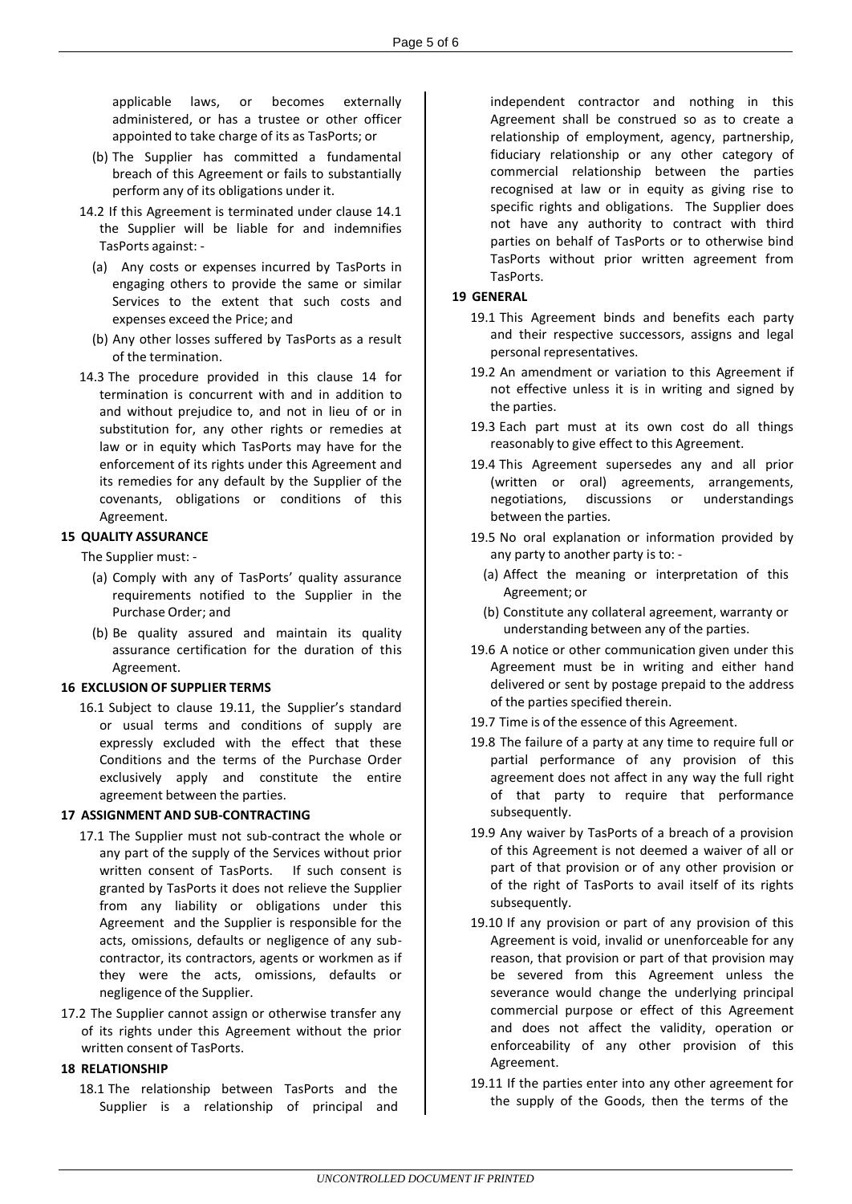applicable laws, or becomes externally administered, or has a trustee or other officer appointed to take charge of its as TasPorts; or

(b) The Supplier has committed a fundamental breach of this Agreement or fails to substantially perform any of its obligations under it.

14.2 If this Agreement is terminated under clause 14.1 the Supplier will be liable for and indemnifies TasPorts against: -

(a) Any costs or expenses incurred by TasPorts in engaging others to provide the same or similar Services to the extent that such costs and expenses exceed the Price; and

(b) Any other losses suffered by TasPorts as a result of the termination.

14.3 The procedure provided in this clause 14 for termination is concurrent with and in addition to and without prejudice to, and not in lieu of or in substitution for, any other rights or remedies at law or in equity which TasPorts may have for the enforcement of its rights under this Agreement and its remedies for any default by the Supplier of the covenants, obligations or conditions of this Agreement.

**15 QUALITY ASSURANCE**

The Supplier must: -

(a) Comply with any of TasPorts' quality assurance requirements notified to the Supplier in the Purchase Order; and

(b) Be quality assured and maintain its quality assurance certification for the duration of this Agreement.

**16 EXCLUSION OF SUPPLIER TERMS**

16.1 Subject to clause 19.11, the Supplier's standard or usual terms and conditions of supply are expressly excluded with the effect that these Conditions and the terms of the Purchase Order exclusively apply and constitute the entire agreement between the parties.

**17 ASSIGNMENT AND SUB-CONTRACTING**

17.1 The Supplier must not sub-contract the whole or any part of the supply of the Services without prior written consent of TasPorts. If such consent is granted by TasPorts it does not relieve the Supplier from any liability or obligations under this Agreement and the Supplier is responsible for the acts, omissions, defaults or negligence of any sub-contractor, its contractors, agents or workmen as if they were the acts, omissions, defaults or negligence of the Supplier.

17.2 The Supplier cannot assign or otherwise transfer any of its rights under this Agreement without the prior written consent of TasPorts.

**18 RELATIONSHIP**

18.1 The relationship between TasPorts and the Supplier is a relationship of principal and independent contractor and nothing in this Agreement shall be construed so as to create a relationship of employment, agency, partnership, fiduciary relationship or any other category of commercial relationship between the parties recognised at law or in equity as giving rise to specific rights and obligations. The Supplier does not have any authority to contract with third parties on behalf of TasPorts or to otherwise bind TasPorts without prior written agreement from TasPorts.

**19 GENERAL**

19.1 This Agreement binds and benefits each party and their respective successors, assigns and legal personal representatives.

19.2 An amendment or variation to this Agreement if not effective unless it is in writing and signed by the parties.

19.3 Each part must at its own cost do all things reasonably to give effect to this Agreement.

19.4 This Agreement supersedes any and all prior (written or oral) agreements, arrangements, negotiations, discussions or understandings between the parties.

19.5 No oral explanation or information provided by any party to another party is to: -

(a) Affect the meaning or interpretation of this Agreement; or

(b) Constitute any collateral agreement, warranty or understanding between any of the parties.

19.6 A notice or other communication given under this Agreement must be in writing and either hand delivered or sent by postage prepaid to the address of the parties specified therein.

19.7 Time is of the essence of this Agreement.

19.8 The failure of a party at any time to require full or partial performance of any provision of this agreement does not affect in any way the full right of that party to require that performance subsequently.

19.9 Any waiver by TasPorts of a breach of a provision of this Agreement is not deemed a waiver of all or part of that provision or of any other provision or of the right of TasPorts to avail itself of its rights subsequently.

19.10 If any provision or part of any provision of this Agreement is void, invalid or unenforceable for any reason, that provision or part of that provision may be severed from this Agreement unless the severance would change the underlying principal commercial purpose or effect of this Agreement and does not affect the validity, operation or enforceability of any other provision of this Agreement.

19.11 If the parties enter into any other agreement for the supply of the Goods, then the terms of the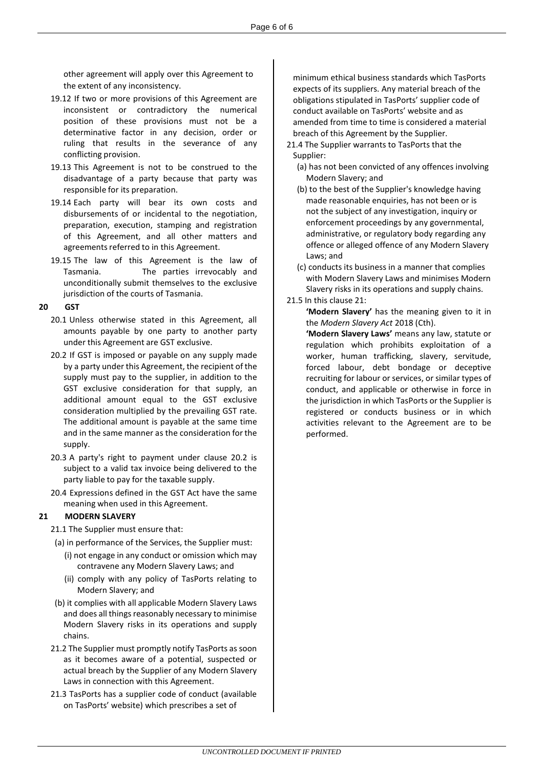other agreement will apply over this Agreement to the extent of any inconsistency.

19.12 If two or more provisions of this Agreement are inconsistent or contradictory the numerical position of these provisions must not be a determinative factor in any decision, order or ruling that results in the severance of any conflicting provision.

19.13 This Agreement is not to be construed to the disadvantage of a party because that party was responsible for its preparation.

19.14 Each party will bear its own costs and disbursements of or incidental to the negotiation, preparation, execution, stamping and registration of this Agreement, and all other matters and agreements referred to in this Agreement.

19.15 The law of this Agreement is the law of Tasmania. The parties irrevocably and unconditionally submit themselves to the exclusive jurisdiction of the courts of Tasmania.

**20 GST**

20.1 Unless otherwise stated in this Agreement, all amounts payable by one party to another party under this Agreement are GST exclusive.

20.2 If GST is imposed or payable on any supply made by a party under this Agreement, the recipient of the supply must pay to the supplier, in addition to the GST exclusive consideration for that supply, an additional amount equal to the GST exclusive consideration multiplied by the prevailing GST rate. The additional amount is payable at the same time and in the same manner as the consideration for the supply.

20.3 A party's right to payment under clause 20.2 is subject to a valid tax invoice being delivered to the party liable to pay for the taxable supply.

20.4 Expressions defined in the GST Act have the same meaning when used in this Agreement.

**21 MODERN SLAVERY**

21.1 The Supplier must ensure that:

(a) in performance of the Services, the Supplier must:

(i) not engage in any conduct or omission which may contravene any Modern Slavery Laws; and

(ii) comply with any policy of TasPorts relating to Modern Slavery; and

(b) it complies with all applicable Modern Slavery Laws and does all things reasonably necessary to minimise Modern Slavery risks in its operations and supply chains.

21.2 The Supplier must promptly notify TasPorts as soon as it becomes aware of a potential, suspected or actual breach by the Supplier of any Modern Slavery Laws in connection with this Agreement.

21.3 TasPorts has a supplier code of conduct (available on TasPorts' website) which prescribes a set of minimum ethical business standards which TasPorts expects of its suppliers. Any material breach of the obligations stipulated in TasPorts' supplier code of conduct available on TasPorts' website and as amended from time to time is considered a material breach of this Agreement by the Supplier.

21.4 The Supplier warrants to TasPorts that the Supplier:

(a) has not been convicted of any offences involving Modern Slavery; and

(b) to the best of the Supplier's knowledge having made reasonable enquiries, has not been or is not the subject of any investigation, inquiry or enforcement proceedings by any governmental, administrative, or regulatory body regarding any offence or alleged offence of any Modern Slavery Laws; and

(c) conducts its business in a manner that complies with Modern Slavery Laws and minimises Modern Slavery risks in its operations and supply chains.

21.5 In this clause 21:

**'Modern Slavery'** has the meaning given to it in the *Modern Slavery Act* 2018 (Cth).

**'Modern Slavery Laws'** means any law, statute or regulation which prohibits exploitation of a worker, human trafficking, slavery, servitude, forced labour, debt bondage or deceptive recruiting for labour or services, or similar types of conduct, and applicable or otherwise in force in the jurisdiction in which TasPorts or the Supplier is registered or conducts business or in which activities relevant to the Agreement are to be performed.